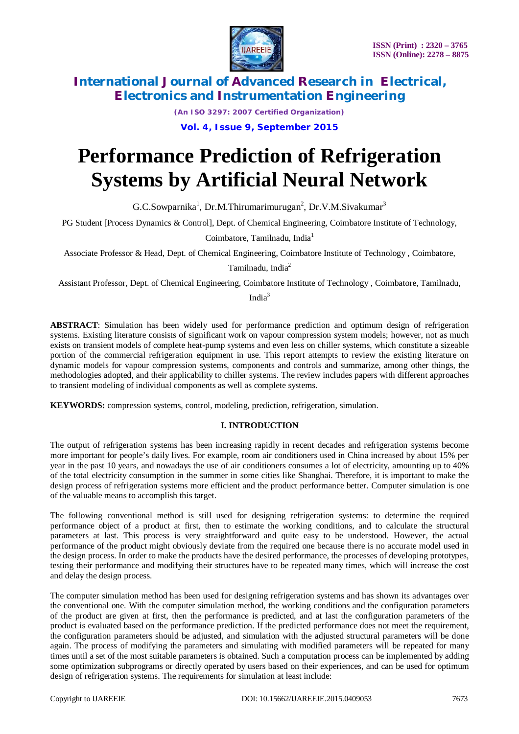# Performance Prediction of Refrigeration Systems by Artificial Neural Network

G.C.Sowparnika[1], Dr.M.Thirumarimurugan[2], Dr.V.M.Sivakumar[3]

PG Student [Process Dynamics & Control], Dept. of Chemical Engineering, Coimbatore Institute of Technology, Coimbatore, Tamilnadu, India[1]

Associate Professor & Head, Dept. of Chemical Engineering, Coimbatore Institute of Technology , Coimbatore, Tamilnadu, India[2]

Assistant Professor, Dept. of Chemical Engineering, Coimbatore Institute of Technology , Coimbatore, Tamilnadu, India[3]

**ABSTRACT**: Simulation has been widely used for performance prediction and optimum design of refrigeration systems. Existing literature consists of significant work on vapour compression system models; however, not as much exists on transient models of complete heat-pump systems and even less on chiller systems, which constitute a sizeable portion of the commercial refrigeration equipment in use. This report attempts to review the existing literature on dynamic models for vapour compression systems, components and controls and summarize, among other things, the methodologies adopted, and their applicability to chiller systems. The review includes papers with different approaches to transient modeling of individual components as well as complete systems.

**KEYWORDS:** compression systems, control, modeling, prediction, refrigeration, simulation.

## I. INTRODUCTION

The output of refrigeration systems has been increasing rapidly in recent decades and refrigeration systems become more important for people's daily lives. For example, room air conditioners used in China increased by about 15% per year in the past 10 years, and nowadays the use of air conditioners consumes a lot of electricity, amounting up to 40% of the total electricity consumption in the summer in some cities like Shanghai. Therefore, it is important to make the design process of refrigeration systems more efficient and the product performance better. Computer simulation is one of the valuable means to accomplish this target.

The following conventional method is still used for designing refrigeration systems: to determine the required performance object of a product at first, then to estimate the working conditions, and to calculate the structural parameters at last. This process is very straightforward and quite easy to be understood. However, the actual performance of the product might obviously deviate from the required one because there is no accurate model used in the design process. In order to make the products have the desired performance, the processes of developing prototypes, testing their performance and modifying their structures have to be repeated many times, which will increase the cost and delay the design process.

The computer simulation method has been used for designing refrigeration systems and has shown its advantages over the conventional one. With the computer simulation method, the working conditions and the configuration parameters of the product are given at first, then the performance is predicted, and at last the configuration parameters of the product is evaluated based on the performance prediction. If the predicted performance does not meet the requirement, the configuration parameters should be adjusted, and simulation with the adjusted structural parameters will be done again. The process of modifying the parameters and simulating with modified parameters will be repeated for many times until a set of the most suitable parameters is obtained. Such a computation process can be implemented by adding some optimization subprograms or directly operated by users based on their experiences, and can be used for optimum design of refrigeration systems. The requirements for simulation at least include: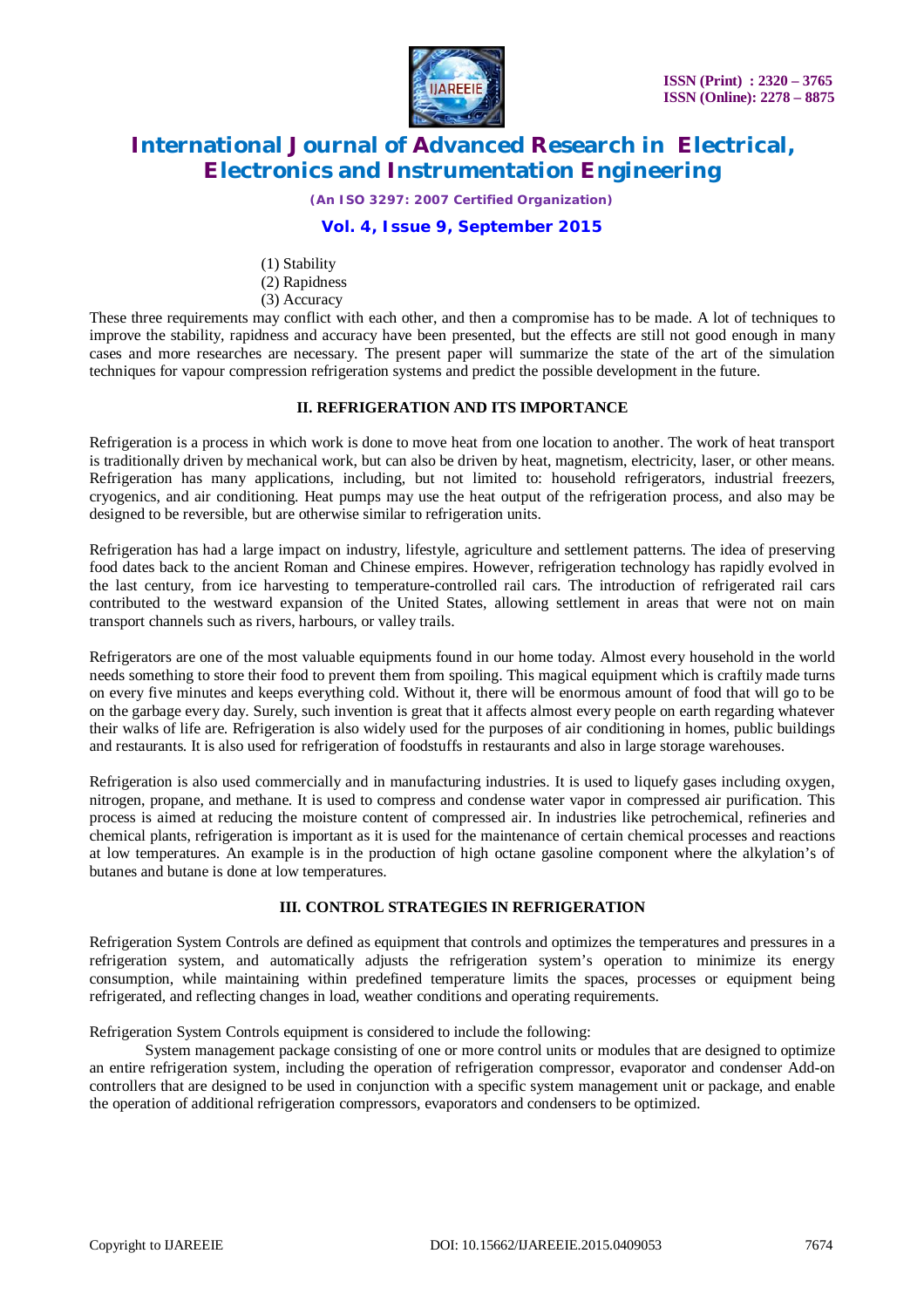(1) Stability
(2) Rapidness
(3) Accuracy

These three requirements may conflict with each other, and then a compromise has to be made. A lot of techniques to improve the stability, rapidness and accuracy have been presented, but the effects are still not good enough in many cases and more researches are necessary. The present paper will summarize the state of the art of the simulation techniques for vapour compression refrigeration systems and predict the possible development in the future.

## II. REFRIGERATION AND ITS IMPORTANCE

Refrigeration is a process in which work is done to move heat from one location to another. The work of heat transport is traditionally driven by mechanical work, but can also be driven by heat, magnetism, electricity, laser, or other means. Refrigeration has many applications, including, but not limited to: household refrigerators, industrial freezers, cryogenics, and air conditioning. Heat pumps may use the heat output of the refrigeration process, and also may be designed to be reversible, but are otherwise similar to refrigeration units.

Refrigeration has had a large impact on industry, lifestyle, agriculture and settlement patterns. The idea of preserving food dates back to the ancient Roman and Chinese empires. However, refrigeration technology has rapidly evolved in the last century, from ice harvesting to temperature-controlled rail cars. The introduction of refrigerated rail cars contributed to the westward expansion of the United States, allowing settlement in areas that were not on main transport channels such as rivers, harbours, or valley trails.

Refrigerators are one of the most valuable equipments found in our home today. Almost every household in the world needs something to store their food to prevent them from spoiling. This magical equipment which is craftily made turns on every five minutes and keeps everything cold. Without it, there will be enormous amount of food that will go to be on the garbage every day. Surely, such invention is great that it affects almost every people on earth regarding whatever their walks of life are. Refrigeration is also widely used for the purposes of air conditioning in homes, public buildings and restaurants. It is also used for refrigeration of foodstuffs in restaurants and also in large storage warehouses.

Refrigeration is also used commercially and in manufacturing industries. It is used to liquefy gases including oxygen, nitrogen, propane, and methane. It is used to compress and condense water vapor in compressed air purification. This process is aimed at reducing the moisture content of compressed air. In industries like petrochemical, refineries and chemical plants, refrigeration is important as it is used for the maintenance of certain chemical processes and reactions at low temperatures. An example is in the production of high octane gasoline component where the alkylation's of butanes and butane is done at low temperatures.

## III. CONTROL STRATEGIES IN REFRIGERATION

Refrigeration System Controls are defined as equipment that controls and optimizes the temperatures and pressures in a refrigeration system, and automatically adjusts the refrigeration system's operation to minimize its energy consumption, while maintaining within predefined temperature limits the spaces, processes or equipment being refrigerated, and reflecting changes in load, weather conditions and operating requirements.

Refrigeration System Controls equipment is considered to include the following:

System management package consisting of one or more control units or modules that are designed to optimize an entire refrigeration system, including the operation of refrigeration compressor, evaporator and condenser Add-on controllers that are designed to be used in conjunction with a specific system management unit or package, and enable the operation of additional refrigeration compressors, evaporators and condensers to be optimized.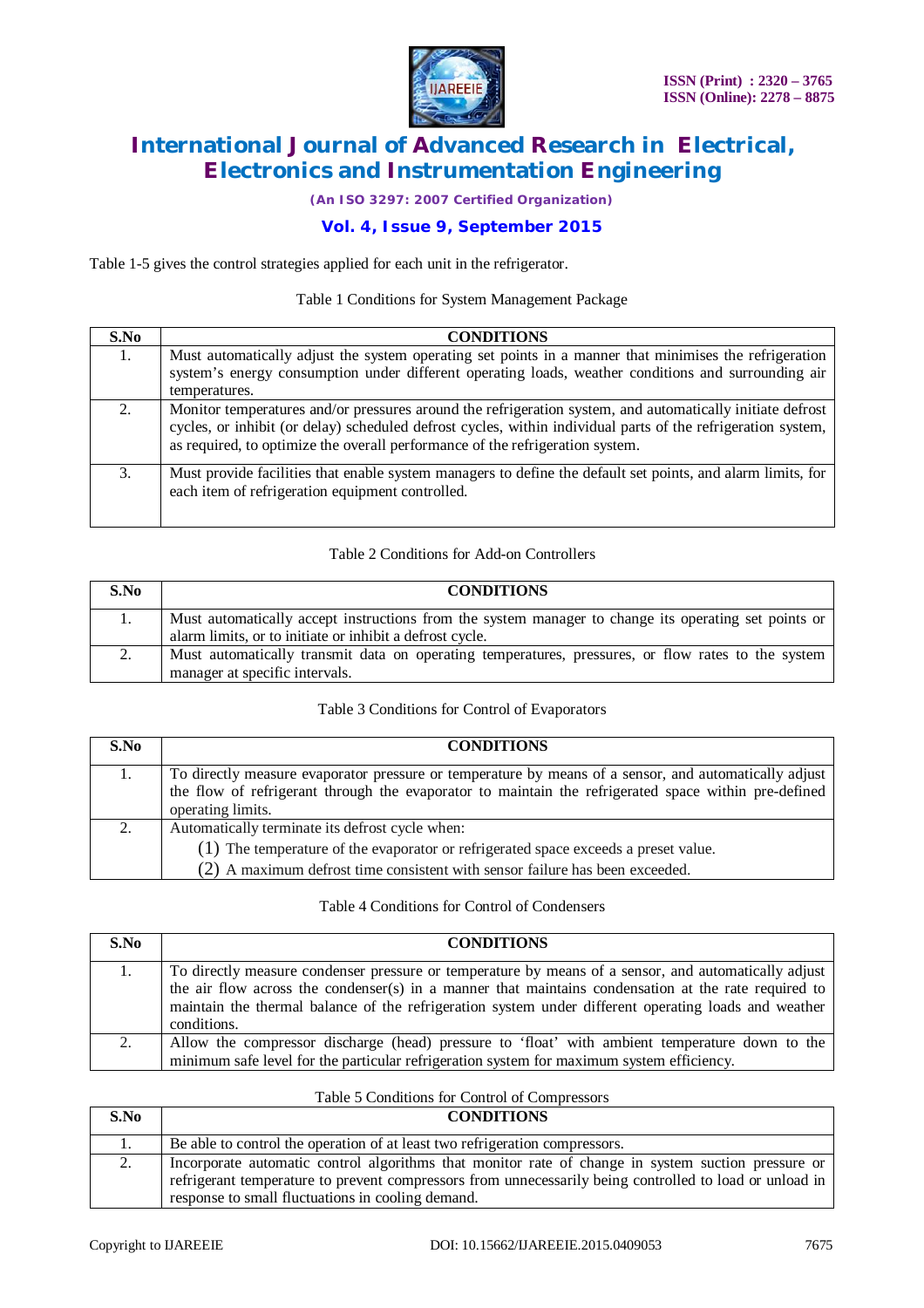Table 1-5 gives the control strategies applied for each unit in the refrigerator.

Table 1 Conditions for System Management Package

| S.No | CONDITIONS |
|---|---|
| 1. | Must automatically adjust the system operating set points in a manner that minimises the refrigeration system's energy consumption under different operating loads, weather conditions and surrounding air temperatures. |
| 2. | Monitor temperatures and/or pressures around the refrigeration system, and automatically initiate defrost cycles, or inhibit (or delay) scheduled defrost cycles, within individual parts of the refrigeration system, as required, to optimize the overall performance of the refrigeration system. |
| 3. | Must provide facilities that enable system managers to define the default set points, and alarm limits, for each item of refrigeration equipment controlled. |

Table 2 Conditions for Add-on Controllers

| S.No | CONDITIONS |
|---|---|
| 1. | Must automatically accept instructions from the system manager to change its operating set points or alarm limits, or to initiate or inhibit a defrost cycle. |
| 2. | Must automatically transmit data on operating temperatures, pressures, or flow rates to the system manager at specific intervals. |

Table 3 Conditions for Control of Evaporators

| S.No | CONDITIONS |
|---|---|
| 1. | To directly measure evaporator pressure or temperature by means of a sensor, and automatically adjust the flow of refrigerant through the evaporator to maintain the refrigerated space within pre-defined operating limits. |
| 2. | Automatically terminate its defrost cycle when: (1) The temperature of the evaporator or refrigerated space exceeds a preset value. (2) A maximum defrost time consistent with sensor failure has been exceeded. |

Table 4 Conditions for Control of Condensers

| S.No | CONDITIONS |
|---|---|
| 1. | To directly measure condenser pressure or temperature by means of a sensor, and automatically adjust the air flow across the condenser(s) in a manner that maintains condensation at the rate required to maintain the thermal balance of the refrigeration system under different operating loads and weather conditions. |
| 2. | Allow the compressor discharge (head) pressure to 'float' with ambient temperature down to the minimum safe level for the particular refrigeration system for maximum system efficiency. |

Table 5 Conditions for Control of Compressors

| S.No | CONDITIONS |
|---|---|
| 1. | Be able to control the operation of at least two refrigeration compressors. |
| 2. | Incorporate automatic control algorithms that monitor rate of change in system suction pressure or refrigerant temperature to prevent compressors from unnecessarily being controlled to load or unload in response to small fluctuations in cooling demand. |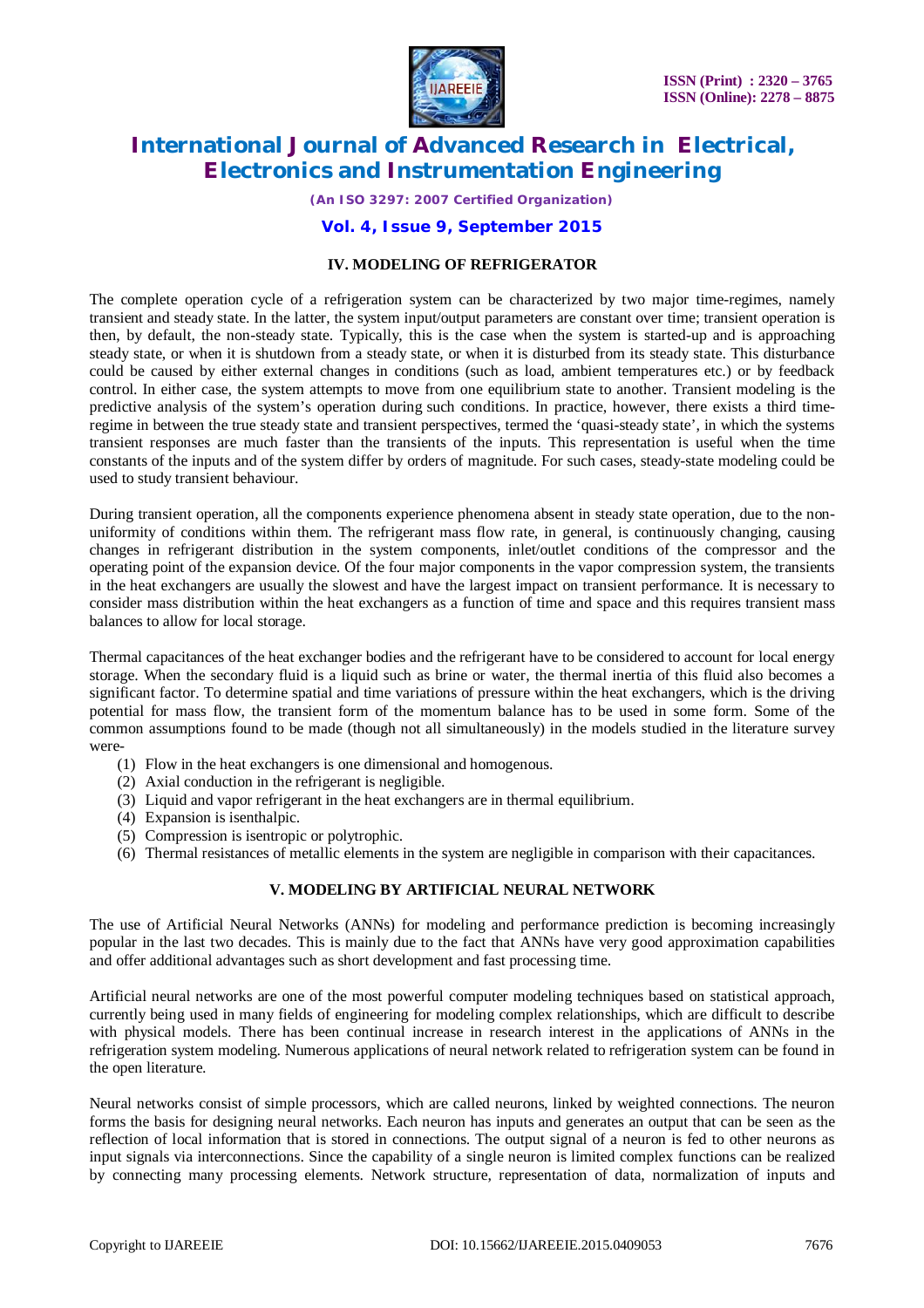## IV. MODELING OF REFRIGERATOR

The complete operation cycle of a refrigeration system can be characterized by two major time-regimes, namely transient and steady state. In the latter, the system input/output parameters are constant over time; transient operation is then, by default, the non-steady state. Typically, this is the case when the system is started-up and is approaching steady state, or when it is shutdown from a steady state, or when it is disturbed from its steady state. This disturbance could be caused by either external changes in conditions (such as load, ambient temperatures etc.) or by feedback control. In either case, the system attempts to move from one equilibrium state to another. Transient modeling is the predictive analysis of the system's operation during such conditions. In practice, however, there exists a third time-regime in between the true steady state and transient perspectives, termed the 'quasi-steady state', in which the systems transient responses are much faster than the transients of the inputs. This representation is useful when the time constants of the inputs and of the system differ by orders of magnitude. For such cases, steady-state modeling could be used to study transient behaviour.

During transient operation, all the components experience phenomena absent in steady state operation, due to the non-uniformity of conditions within them. The refrigerant mass flow rate, in general, is continuously changing, causing changes in refrigerant distribution in the system components, inlet/outlet conditions of the compressor and the operating point of the expansion device. Of the four major components in the vapor compression system, the transients in the heat exchangers are usually the slowest and have the largest impact on transient performance. It is necessary to consider mass distribution within the heat exchangers as a function of time and space and this requires transient mass balances to allow for local storage.

Thermal capacitances of the heat exchanger bodies and the refrigerant have to be considered to account for local energy storage. When the secondary fluid is a liquid such as brine or water, the thermal inertia of this fluid also becomes a significant factor. To determine spatial and time variations of pressure within the heat exchangers, which is the driving potential for mass flow, the transient form of the momentum balance has to be used in some form. Some of the common assumptions found to be made (though not all simultaneously) in the models studied in the literature survey were-

(1) Flow in the heat exchangers is one dimensional and homogenous.
(2) Axial conduction in the refrigerant is negligible.
(3) Liquid and vapor refrigerant in the heat exchangers are in thermal equilibrium.
(4) Expansion is isenthalpic.
(5) Compression is isentropic or polytrophic.
(6) Thermal resistances of metallic elements in the system are negligible in comparison with their capacitances.

## V. MODELING BY ARTIFICIAL NEURAL NETWORK

The use of Artificial Neural Networks (ANNs) for modeling and performance prediction is becoming increasingly popular in the last two decades. This is mainly due to the fact that ANNs have very good approximation capabilities and offer additional advantages such as short development and fast processing time.

Artificial neural networks are one of the most powerful computer modeling techniques based on statistical approach, currently being used in many fields of engineering for modeling complex relationships, which are difficult to describe with physical models. There has been continual increase in research interest in the applications of ANNs in the refrigeration system modeling. Numerous applications of neural network related to refrigeration system can be found in the open literature.

Neural networks consist of simple processors, which are called neurons, linked by weighted connections. The neuron forms the basis for designing neural networks. Each neuron has inputs and generates an output that can be seen as the reflection of local information that is stored in connections. The output signal of a neuron is fed to other neurons as input signals via interconnections. Since the capability of a single neuron is limited complex functions can be realized by connecting many processing elements. Network structure, representation of data, normalization of inputs and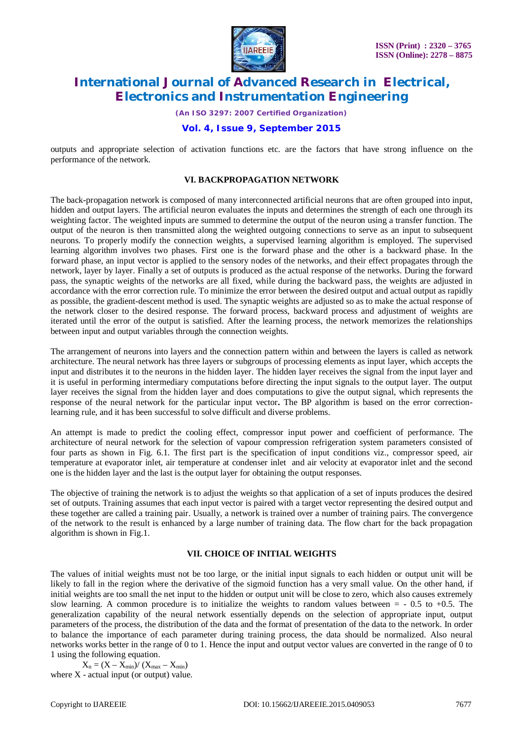outputs and appropriate selection of activation functions etc. are the factors that have strong influence on the performance of the network.

## VI. BACKPROPAGATION NETWORK

The back-propagation network is composed of many interconnected artificial neurons that are often grouped into input, hidden and output layers. The artificial neuron evaluates the inputs and determines the strength of each one through its weighting factor. The weighted inputs are summed to determine the output of the neuron using a transfer function. The output of the neuron is then transmitted along the weighted outgoing connections to serve as an input to subsequent neurons. To properly modify the connection weights, a supervised learning algorithm is employed. The supervised learning algorithm involves two phases. First one is the forward phase and the other is a backward phase. In the forward phase, an input vector is applied to the sensory nodes of the networks, and their effect propagates through the network, layer by layer. Finally a set of outputs is produced as the actual response of the networks. During the forward pass, the synaptic weights of the networks are all fixed, while during the backward pass, the weights are adjusted in accordance with the error correction rule. To minimize the error between the desired output and actual output as rapidly as possible, the gradient-descent method is used. The synaptic weights are adjusted so as to make the actual response of the network closer to the desired response. The forward process, backward process and adjustment of weights are iterated until the error of the output is satisfied. After the learning process, the network memorizes the relationships between input and output variables through the connection weights.

The arrangement of neurons into layers and the connection pattern within and between the layers is called as network architecture. The neural network has three layers or subgroups of processing elements as input layer, which accepts the input and distributes it to the neurons in the hidden layer. The hidden layer receives the signal from the input layer and it is useful in performing intermediary computations before directing the input signals to the output layer. The output layer receives the signal from the hidden layer and does computations to give the output signal, which represents the response of the neural network for the particular input vector**.** The BP algorithm is based on the error correction-learning rule, and it has been successful to solve difficult and diverse problems.

An attempt is made to predict the cooling effect, compressor input power and coefficient of performance. The architecture of neural network for the selection of vapour compression refrigeration system parameters consisted of four parts as shown in Fig. 6.1. The first part is the specification of input conditions viz., compressor speed, air temperature at evaporator inlet, air temperature at condenser inlet and air velocity at evaporator inlet and the second one is the hidden layer and the last is the output layer for obtaining the output responses.

The objective of training the network is to adjust the weights so that application of a set of inputs produces the desired set of outputs. Training assumes that each input vector is paired with a target vector representing the desired output and these together are called a training pair. Usually, a network is trained over a number of training pairs. The convergence of the network to the result is enhanced by a large number of training data. The flow chart for the back propagation algorithm is shown in Fig.1.

## VII. CHOICE OF INITIAL WEIGHTS

The values of initial weights must not be too large, or the initial input signals to each hidden or output unit will be likely to fall in the region where the derivative of the sigmoid function has a very small value. On the other hand, if initial weights are too small the net input to the hidden or output unit will be close to zero, which also causes extremely slow learning. A common procedure is to initialize the weights to random values between = - 0.5 to +0.5. The generalization capability of the neural network essentially depends on the selection of appropriate input, output parameters of the process, the distribution of the data and the format of presentation of the data to the network. In order to balance the importance of each parameter during training process, the data should be normalized. Also neural networks works better in the range of 0 to 1. Hence the input and output vector values are converted in the range of 0 to 1 using the following equation.

$$X_n = (X - X_{min})/ (X_{max} - X_{min})$$

where X - actual input (or output) value.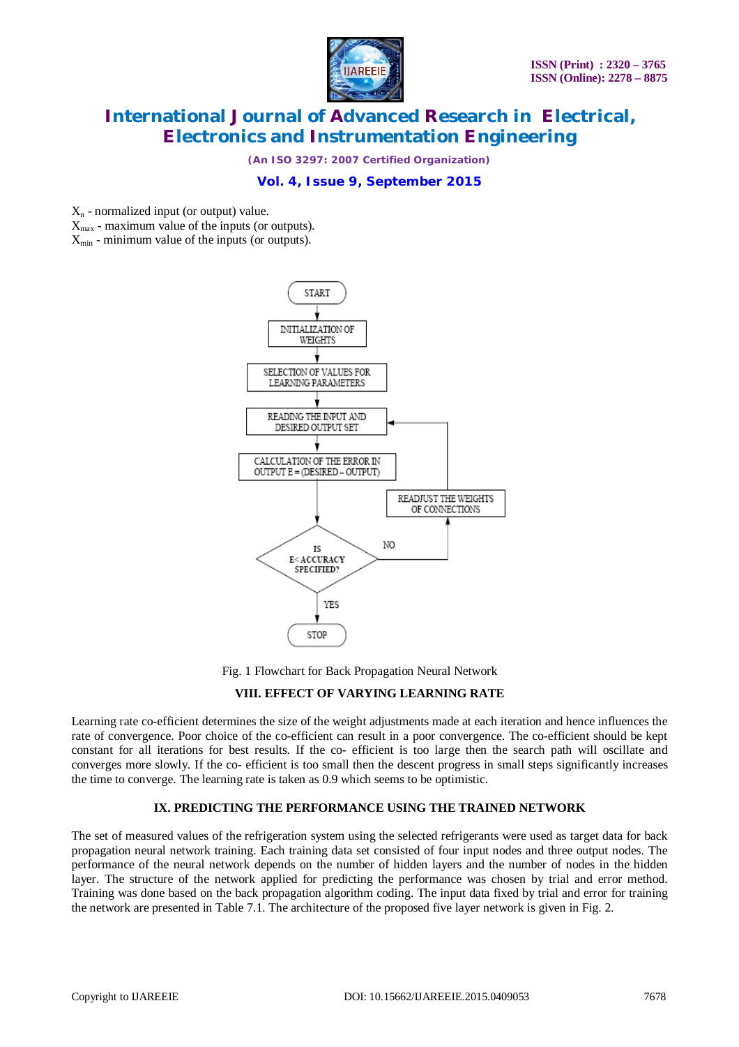$X_n$ - normalized input (or output) value.
$X_{max}$ - maximum value of the inputs (or outputs).
$X_{min}$ - minimum value of the inputs (or outputs).

Fig. 1 Flowchart for Back Propagation Neural Network

## VIII. EFFECT OF VARYING LEARNING RATE

Learning rate co-efficient determines the size of the weight adjustments made at each iteration and hence influences the rate of convergence. Poor choice of the co-efficient can result in a poor convergence. The co-efficient should be kept constant for all iterations for best results. If the co- efficient is too large then the search path will oscillate and converges more slowly. If the co- efficient is too small then the descent progress in small steps significantly increases the time to converge. The learning rate is taken as 0.9 which seems to be optimistic.

## IX. PREDICTING THE PERFORMANCE USING THE TRAINED NETWORK

The set of measured values of the refrigeration system using the selected refrigerants were used as target data for back propagation neural network training. Each training data set consisted of four input nodes and three output nodes. The performance of the neural network depends on the number of hidden layers and the number of nodes in the hidden layer. The structure of the network applied for predicting the performance was chosen by trial and error method. Training was done based on the back propagation algorithm coding. The input data fixed by trial and error for training the network are presented in Table 7.1. The architecture of the proposed five layer network is given in Fig. 2.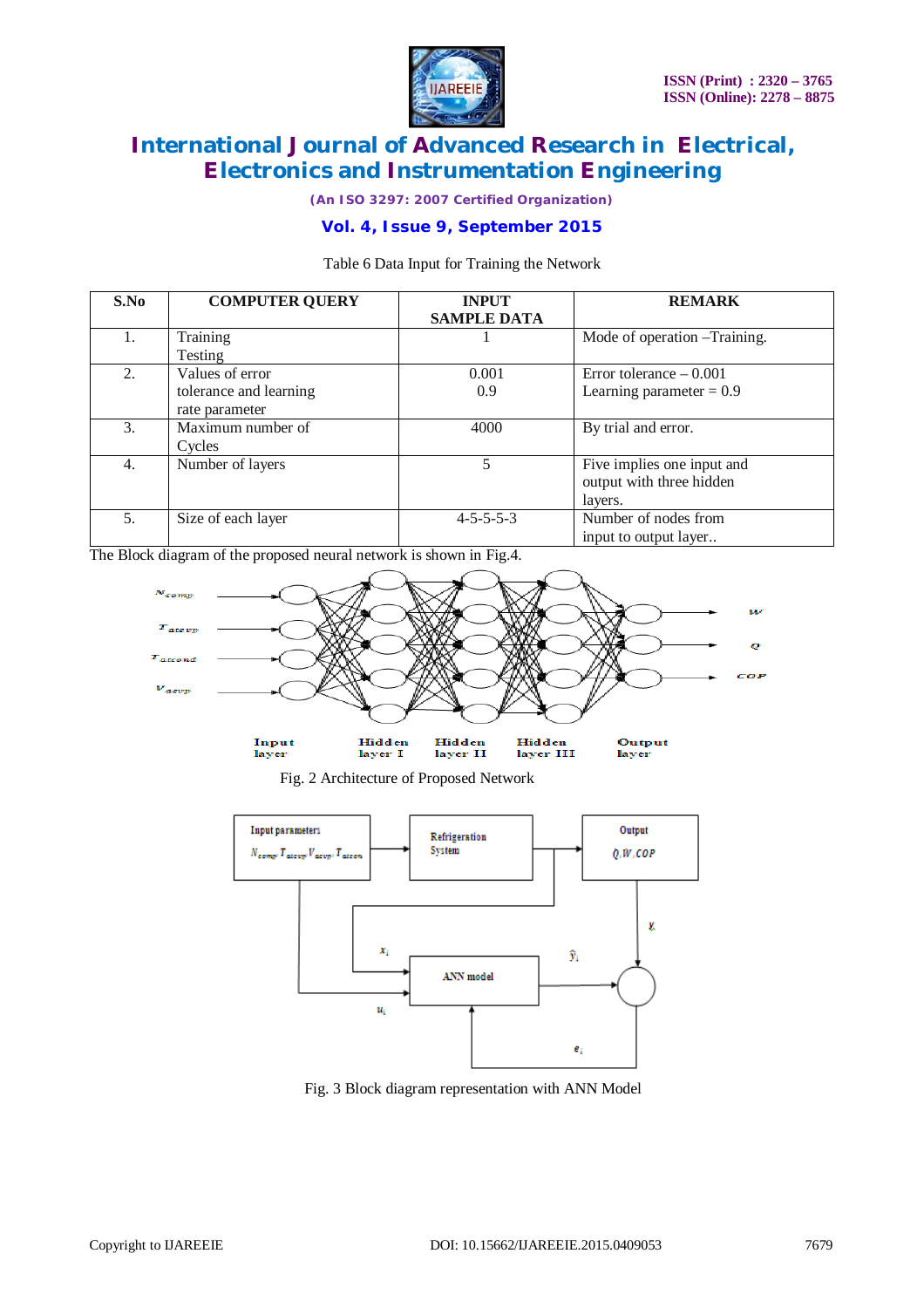Table 6 Data Input for Training the Network

| S.No | COMPUTER QUERY | INPUT SAMPLE DATA | REMARK |
|---|---|---|---|
| 1. | Training<br>Testing | 1 | Mode of operation –Training. |
| 2. | Values of error tolerance and learning rate parameter | 0.001<br>0.9 | Error tolerance – 0.001<br>Learning parameter = 0.9 |
| 3. | Maximum number of Cycles | 4000 | By trial and error. |
| 4. | Number of layers | 5 | Five implies one input and output with three hidden layers. |
| 5. | Size of each layer | 4-5-5-5-3 | Number of nodes from input to output layer.. |

The Block diagram of the proposed neural network is shown in Fig.4.

Fig. 2 Architecture of Proposed Network

Fig. 3 Block diagram representation with ANN Model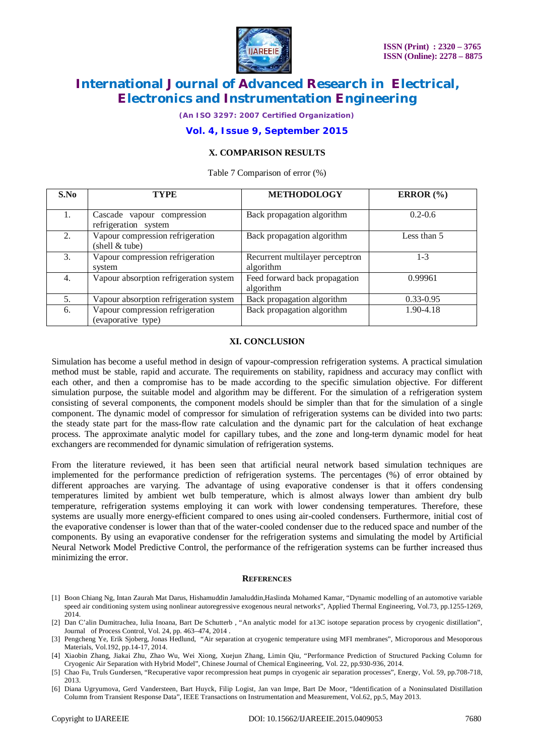## X. COMPARISON RESULTS

Table 7 Comparison of error (%)

| S.No | TYPE | METHODOLOGY | ERROR (%) |
|---|---|---|---|
| 1. | Cascade vapour compression refrigeration system | Back propagation algorithm | 0.2-0.6 |
| 2. | Vapour compression refrigeration (shell & tube) | Back propagation algorithm | Less than 5 |
| 3. | Vapour compression refrigeration system | Recurrent multilayer perceptron algorithm | 1-3 |
| 4. | Vapour absorption refrigeration system | Feed forward back propagation algorithm | 0.99961 |
| 5. | Vapour absorption refrigeration system | Back propagation algorithm | 0.33-0.95 |
| 6. | Vapour compression refrigeration (evaporative type) | Back propagation algorithm | 1.90-4.18 |

## XI. CONCLUSION

Simulation has become a useful method in design of vapour-compression refrigeration systems. A practical simulation method must be stable, rapid and accurate. The requirements on stability, rapidness and accuracy may conflict with each other, and then a compromise has to be made according to the specific simulation objective. For different simulation purpose, the suitable model and algorithm may be different. For the simulation of a refrigeration system consisting of several components, the component models should be simpler than that for the simulation of a single component. The dynamic model of compressor for simulation of refrigeration systems can be divided into two parts: the steady state part for the mass-flow rate calculation and the dynamic part for the calculation of heat exchange process. The approximate analytic model for capillary tubes, and the zone and long-term dynamic model for heat exchangers are recommended for dynamic simulation of refrigeration systems.

From the literature reviewed, it has been seen that artificial neural network based simulation techniques are implemented for the performance prediction of refrigeration systems. The percentages (%) of error obtained by different approaches are varying. The advantage of using evaporative condenser is that it offers condensing temperatures limited by ambient wet bulb temperature, which is almost always lower than ambient dry bulb temperature, refrigeration systems employing it can work with lower condensing temperatures. Therefore, these systems are usually more energy-efficient compared to ones using air-cooled condensers. Furthermore, initial cost of the evaporative condenser is lower than that of the water-cooled condenser due to the reduced space and number of the components. By using an evaporative condenser for the refrigeration systems and simulating the model by Artificial Neural Network Model Predictive Control, the performance of the refrigeration systems can be further increased thus minimizing the error.

## REFERENCES

[1] Boon Chiang Ng, Intan Zaurah Mat Darus, Hishamuddin Jamaluddin,Haslinda Mohamed Kamar, "Dynamic modelling of an automotive variable speed air conditioning system using nonlinear autoregressive exogenous neural networks", Applied Thermal Engineering, Vol.73, pp.1255-1269, 2014.

[2] Dan C'alin Dumitrachea, Iulia Inoana, Bart De Schutterb , "An analytic model for a13C isotope separation process by cryogenic distillation", Journal of Process Control, Vol. 24, pp. 463–474, 2014 .

[3] Pengcheng Ye, Erik Sjoberg, Jonas Hedlund, "Air separation at cryogenic temperature using MFI membranes", Microporous and Mesoporous Materials, Vol.192, pp.14-17, 2014.

[4] Xiaobin Zhang, Jiakai Zhu, Zhao Wu, Wei Xiong, Xuejun Zhang, Limin Qiu, "Performance Prediction of Structured Packing Column for Cryogenic Air Separation with Hybrid Model", Chinese Journal of Chemical Engineering, Vol. 22, pp.930-936, 2014.

[5] Chao Fu, Truls Gundersen, "Recuperative vapor recompression heat pumps in cryogenic air separation processes", Energy, Vol. 59, pp.708-718, 2013.

[6] Diana Ugryumova, Gerd Vandersteen, Bart Huyck, Filip Logist, Jan van Impe, Bart De Moor, "Identification of a Noninsulated Distillation Column from Transient Response Data", IEEE Transactions on Instrumentation and Measurement, Vol.62, pp.5, May 2013.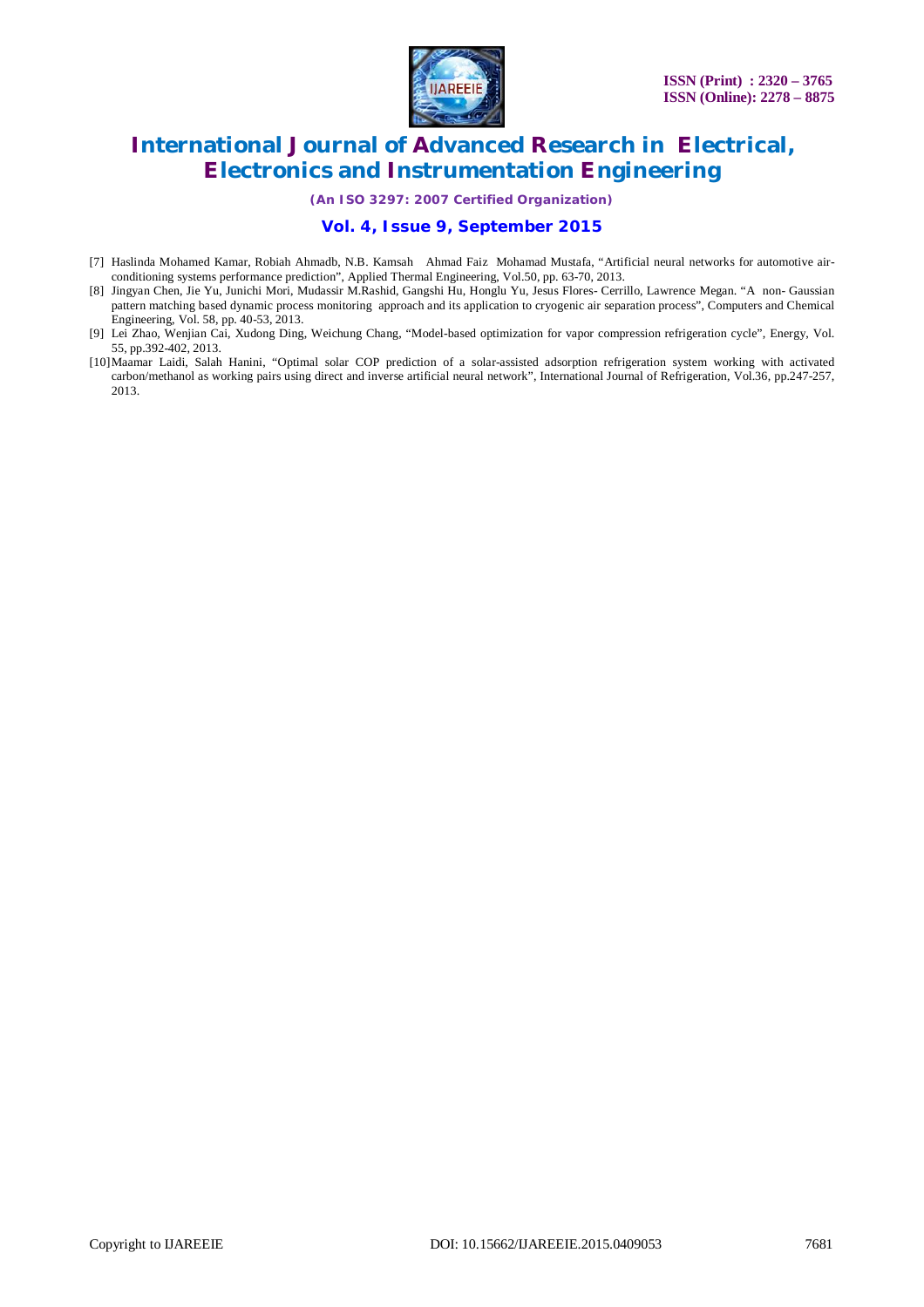[7] Haslinda Mohamed Kamar, Robiah Ahmadb, N.B. Kamsah Ahmad Faiz Mohamad Mustafa, "Artificial neural networks for automotive air-conditioning systems performance prediction", Applied Thermal Engineering, Vol.50, pp. 63-70, 2013.

[8] Jingyan Chen, Jie Yu, Junichi Mori, Mudassir M.Rashid, Gangshi Hu, Honglu Yu, Jesus Flores- Cerrillo, Lawrence Megan. "A non- Gaussian pattern matching based dynamic process monitoring approach and its application to cryogenic air separation process", Computers and Chemical Engineering, Vol. 58, pp. 40-53, 2013.

[9] Lei Zhao, Wenjian Cai, Xudong Ding, Weichung Chang, "Model-based optimization for vapor compression refrigeration cycle", Energy, Vol. 55, pp.392-402, 2013.

[10] Maamar Laidi, Salah Hanini, "Optimal solar COP prediction of a solar-assisted adsorption refrigeration system working with activated carbon/methanol as working pairs using direct and inverse artificial neural network", International Journal of Refrigeration, Vol.36, pp.247-257, 2013.